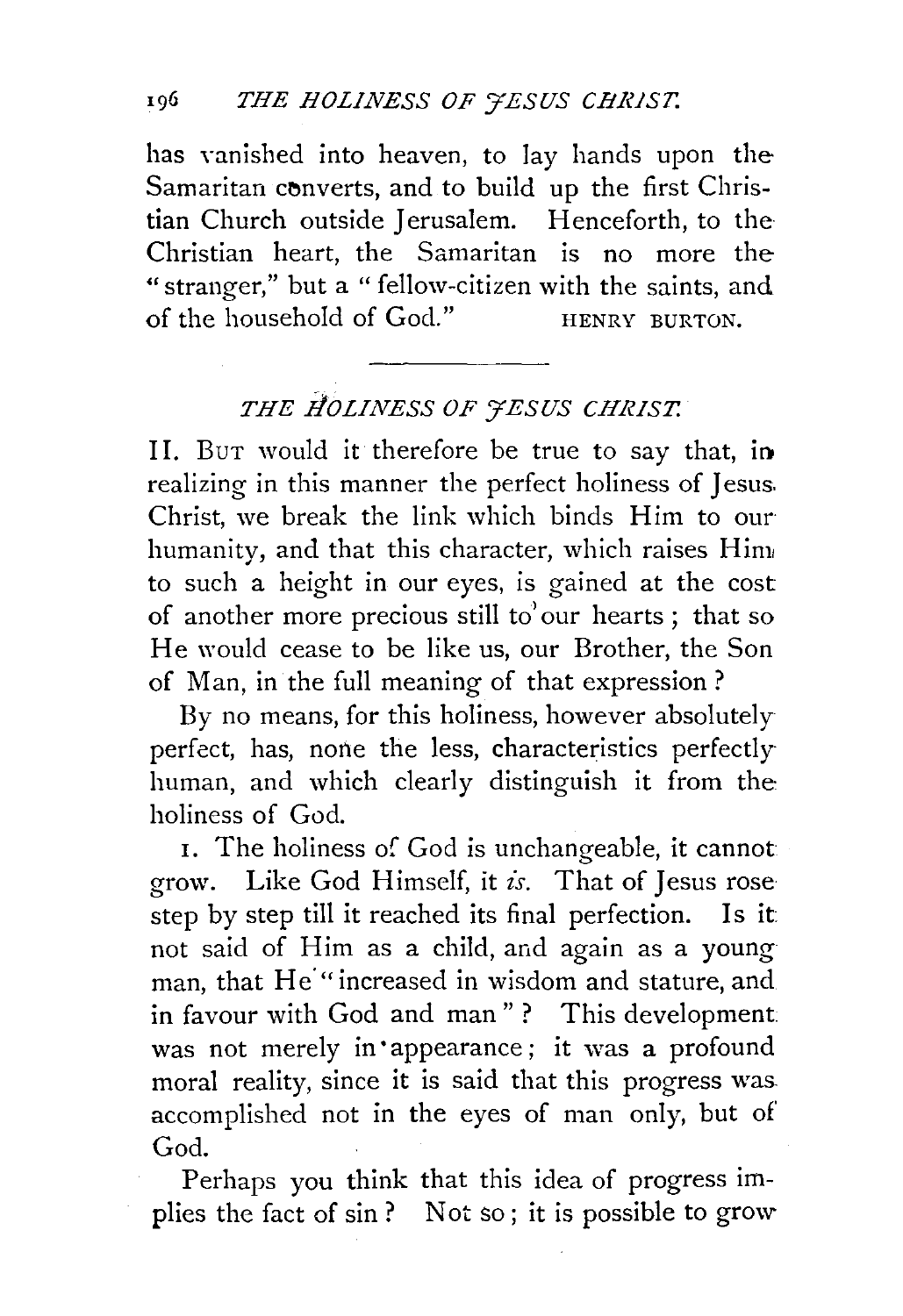has vanished into heaven, to lay hands upon the Samaritan converts, and to build up the first Christian Church outside Jerusalem. Henceforth, to the Christian heart, the Samaritan is no more the "stranger," but a "fellow-citizen with the saints, and of the household of God." HENRY BURTON.

---

## *THE HOLINESS OF JESUS CHRIST.*

II. BUT would it therefore be true to say that, in realizing in this manner the perfect holiness of Jesus Christ, we break the link which binds Him to our humanity, and that this character, which raises Him to such a height in our eyes, is gained at the cost of another more precious still to our hearts; that so He would cease to be like us, our Brother, the Son of Man, in the full meaning of that expression?

By no means, for this holiness, however absolutely perfect, has, none the less, characteristics perfectly human, and which clearly distinguish it from the holiness of God.

1. The holiness of God is unchangeable, it cannot grow. Like God Himself, it *is*. That of Jesus rose step by step till it reached its final perfection. Is it not said of Him as a child, and again as a young man, that He "increased in wisdom and stature, and in favour with God and man"? This development was not merely in appearance; it was a profound moral reality, since it is said that this progress was accomplished not in the eyes of man only, but of God.

Perhaps you think that this idea of progress implies the fact of sin? Not so; it is possible to grow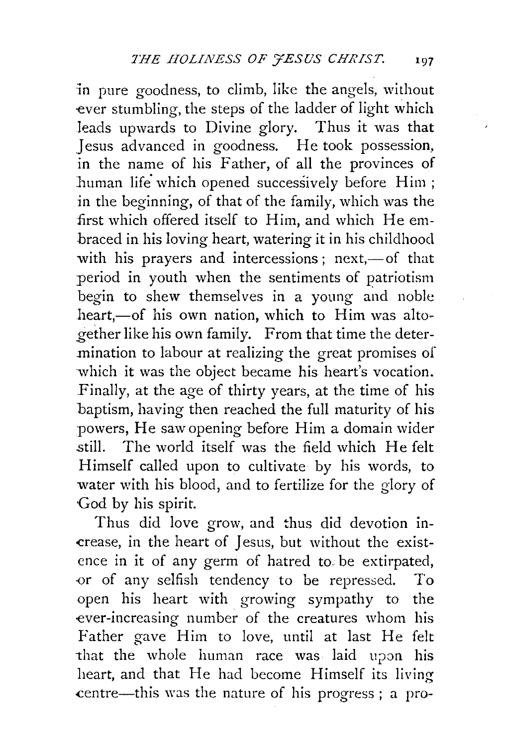in pure goodness, to climb, like the angels, without ever stumbling, the steps of the ladder of light which leads upwards to Divine glory. Thus it was that Jesus advanced in goodness. He took possession, in the name of his Father, of all the provinces of human life which opened successively before Him; in the beginning, of that of the family, which was the first which offered itself to Him, and which He embraced in his loving heart, watering it in his childhood with his prayers and intercessions; next,—of that period in youth when the sentiments of patriotism begin to shew themselves in a young and noble heart,—of his own nation, which to Him was altogether like his own family. From that time the determination to labour at realizing the great promises of which it was the object became his heart's vocation. Finally, at the age of thirty years, at the time of his baptism, having then reached the full maturity of his powers, He saw opening before Him a domain wider still. The world itself was the field which He felt Himself called upon to cultivate by his words, to water with his blood, and to fertilize for the glory of God by his spirit.

Thus did love grow, and thus did devotion increase, in the heart of Jesus, but without the existence in it of any germ of hatred to be extirpated, or of any selfish tendency to be repressed. To open his heart with growing sympathy to the ever-increasing number of the creatures whom his Father gave Him to love, until at last He felt that the whole human race was laid upon his heart, and that He had become Himself its living centre—this was the nature of his progress; a pro-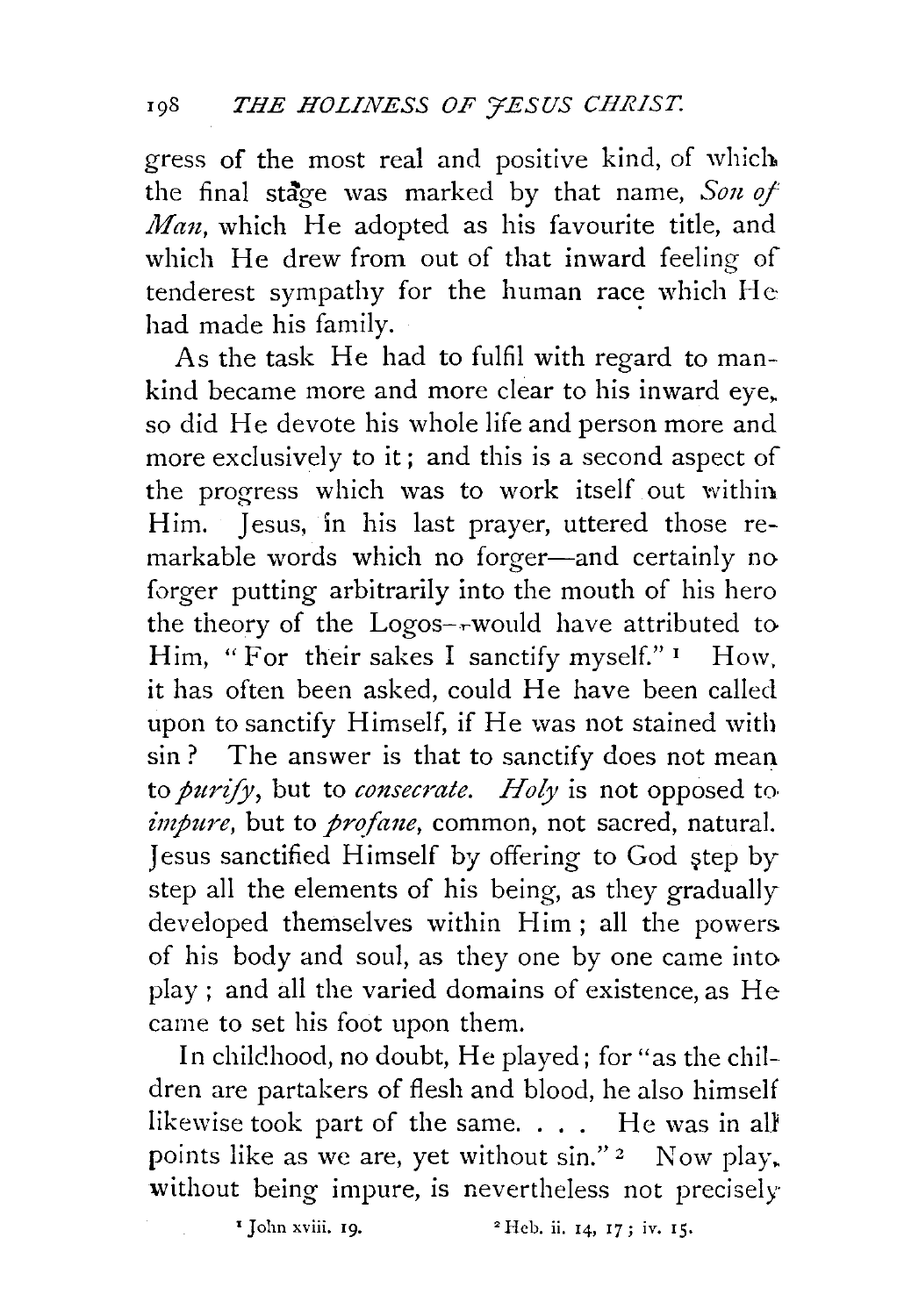gress of the most real and positive kind, of which the final stage was marked by that name, *Son of Man*, which He adopted as his favourite title, and which He drew from out of that inward feeling of tenderest sympathy for the human race which He had made his family.

As the task He had to fulfil with regard to mankind became more and more clear to his inward eye, so did He devote his whole life and person more and more exclusively to it; and this is a second aspect of the progress which was to work itself out within Him. Jesus, in his last prayer, uttered those remarkable words which no forger—and certainly no forger putting arbitrarily into the mouth of his hero the theory of the Logos—would have attributed to Him, "For their sakes I sanctify myself."[1] How, it has often been asked, could He have been called upon to sanctify Himself, if He was not stained with sin? The answer is that to sanctify does not mean to *purify*, but to *consecrate*. *Holy* is not opposed to *impure*, but to *profane*, common, not sacred, natural. Jesus sanctified Himself by offering to God step by step all the elements of his being, as they gradually developed themselves within Him; all the powers of his body and soul, as they one by one came into play; and all the varied domains of existence, as He came to set his foot upon them.

In childhood, no doubt, He played; for "as the children are partakers of flesh and blood, he also himself likewise took part of the same. . . . He was in all points like as we are, yet without sin."[2] Now play, without being impure, is nevertheless not precisely

[1] John xviii. 19.

[2] Heb. ii. 14, 17; iv. 15.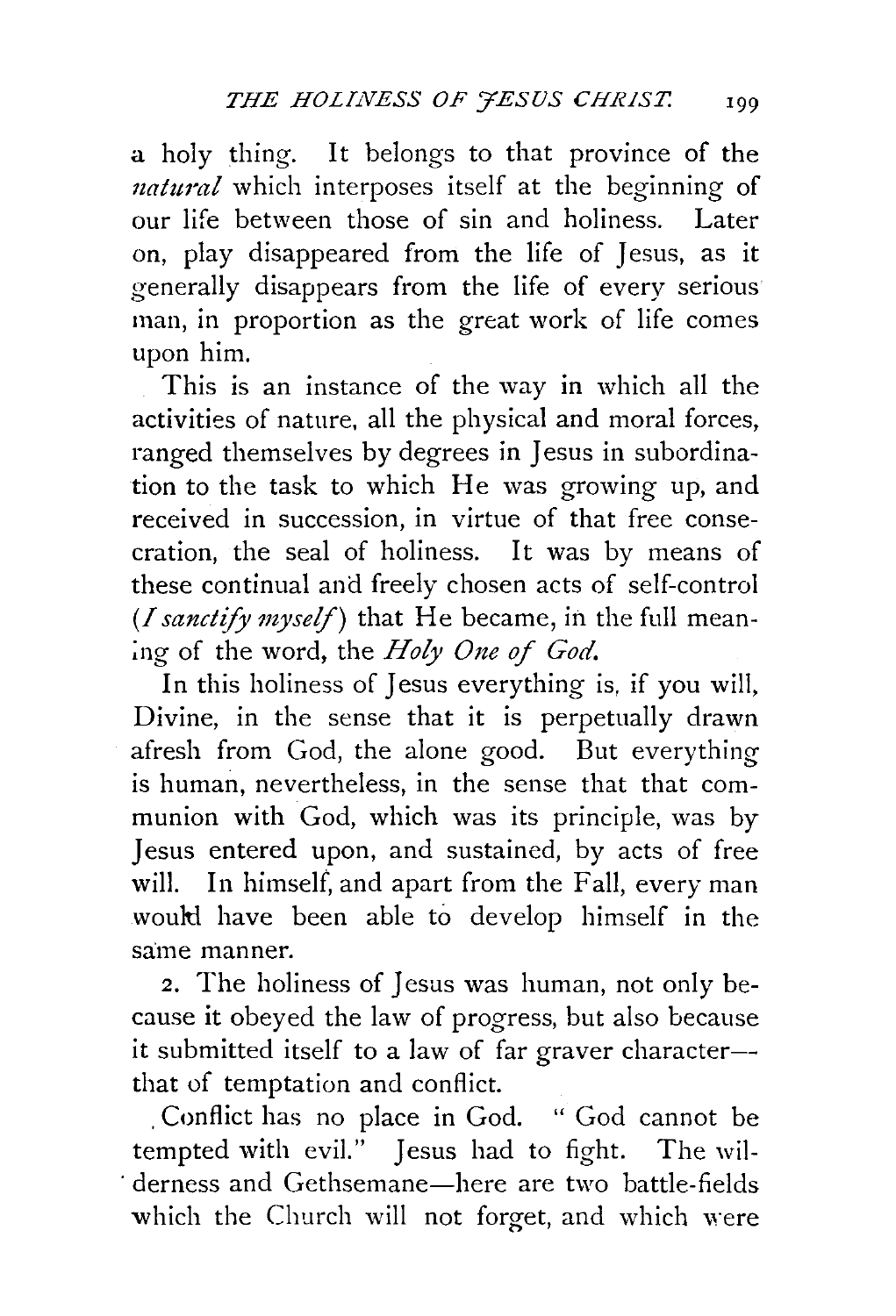a holy thing. It belongs to that province of the *natural* which interposes itself at the beginning of our life between those of sin and holiness. Later on, play disappeared from the life of Jesus, as it generally disappears from the life of every serious man, in proportion as the great work of life comes upon him.

This is an instance of the way in which all the activities of nature, all the physical and moral forces, ranged themselves by degrees in Jesus in subordination to the task to which He was growing up, and received in succession, in virtue of that free consecration, the seal of holiness. It was by means of these continual and freely chosen acts of self-control (*I sanctify myself*) that He became, in the full meaning of the word, the *Holy One of God.*

In this holiness of Jesus everything is, if you will, Divine, in the sense that it is perpetually drawn afresh from God, the alone good. But everything is human, nevertheless, in the sense that that communion with God, which was its principle, was by Jesus entered upon, and sustained, by acts of free will. In himself, and apart from the Fall, every man would have been able to develop himself in the same manner.

2. The holiness of Jesus was human, not only because it obeyed the law of progress, but also because it submitted itself to a law of far graver character—that of temptation and conflict.

Conflict has no place in God. "God cannot be tempted with evil." Jesus had to fight. The wilderness and Gethsemane—here are two battle-fields which the Church will not forget, and which were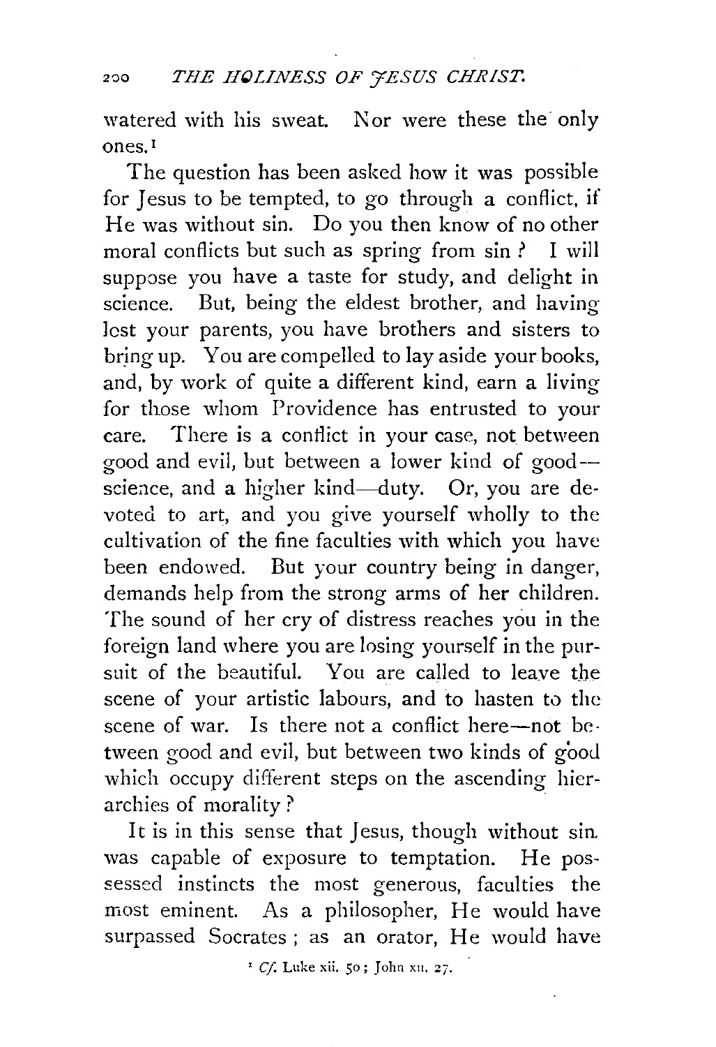watered with his sweat. Nor were these the only ones.[1]

The question has been asked how it was possible for Jesus to be tempted, to go through a conflict, if He was without sin. Do you then know of no other moral conflicts but such as spring from sin? I will suppose you have a taste for study, and delight in science. But, being the eldest brother, and having lost your parents, you have brothers and sisters to bring up. You are compelled to lay aside your books, and, by work of quite a different kind, earn a living for those whom Providence has entrusted to your care. There is a conflict in your case, not between good and evil, but between a lower kind of good—science, and a higher kind—duty. Or, you are devoted to art, and you give yourself wholly to the cultivation of the fine faculties with which you have been endowed. But your country being in danger, demands help from the strong arms of her children. The sound of her cry of distress reaches you in the foreign land where you are losing yourself in the pursuit of the beautiful. You are called to leave the scene of your artistic labours, and to hasten to the scene of war. Is there not a conflict here—not between good and evil, but between two kinds of good which occupy different steps on the ascending hierarchies of morality?

It is in this sense that Jesus, though without sin was capable of exposure to temptation. He possessed instincts the most generous, faculties the most eminent. As a philosopher, He would have surpassed Socrates; as an orator, He would have

[1] *Cf.* Luke xii. 50; John xii. 27.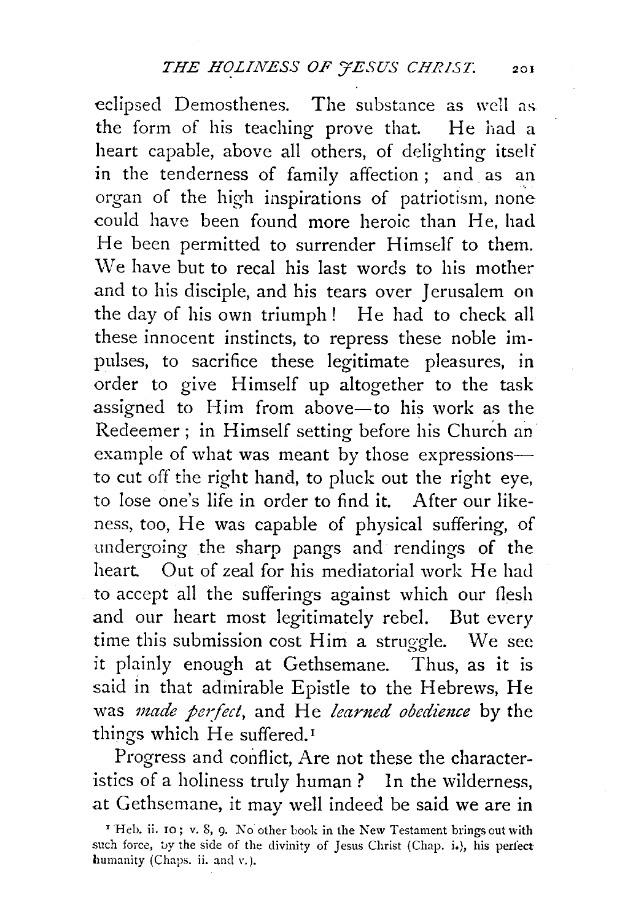eclipsed Demosthenes. The substance as well as the form of his teaching prove that. He had a heart capable, above all others, of delighting itself in the tenderness of family affection; and as an organ of the high inspirations of patriotism, none could have been found more heroic than He, had He been permitted to surrender Himself to them. We have but to recal his last words to his mother and to his disciple, and his tears over Jerusalem on the day of his own triumph! He had to check all these innocent instincts, to repress these noble impulses, to sacrifice these legitimate pleasures, in order to give Himself up altogether to the task assigned to Him from above—to his work as the Redeemer; in Himself setting before his Church an example of what was meant by those expressions—to cut off the right hand, to pluck out the right eye, to lose one's life in order to find it. After our likeness, too, He was capable of physical suffering, of undergoing the sharp pangs and rendings of the heart. Out of zeal for his mediatorial work He had to accept all the sufferings against which our flesh and our heart most legitimately rebel. But every time this submission cost Him a struggle. We see it plainly enough at Gethsemane. Thus, as it is said in that admirable Epistle to the Hebrews, He was *made perfect*, and He *learned obedience* by the things which He suffered.[1]

Progress and conflict, Are not these the characteristics of a holiness truly human? In the wilderness, at Gethsemane, it may well indeed be said we are in

[1] Heb. ii. 10; v. 8, 9. No other book in the New Testament brings out with such force, by the side of the divinity of Jesus Christ (Chap. i.), his perfect humanity (Chaps. ii. and v.).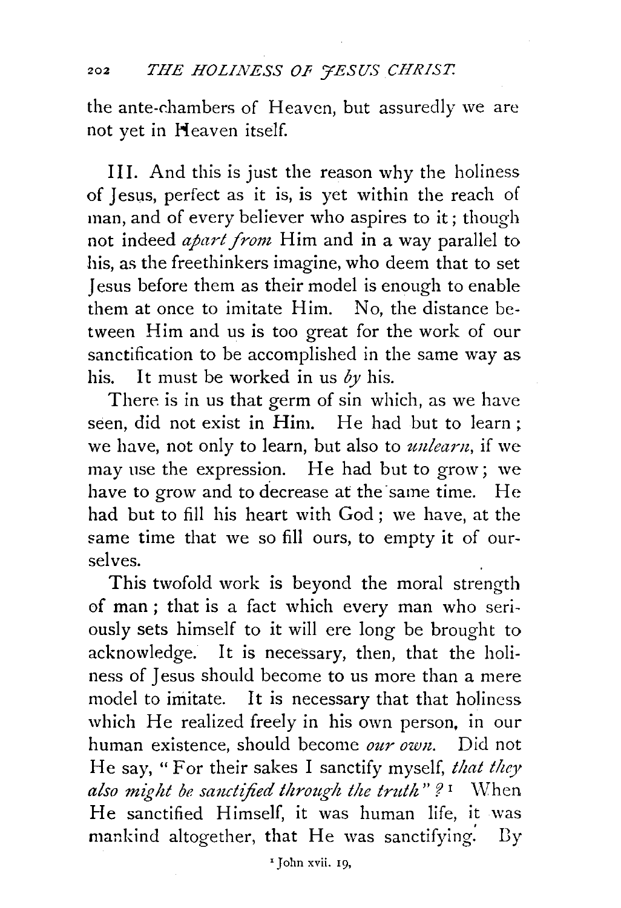the ante-chambers of Heaven, but assuredly we are not yet in Heaven itself.

III. And this is just the reason why the holiness of Jesus, perfect as it is, is yet within the reach of man, and of every believer who aspires to it; though not indeed *apart from* Him and in a way parallel to his, as the freethinkers imagine, who deem that to set Jesus before them as their model is enough to enable them at once to imitate Him. No, the distance between Him and us is too great for the work of our sanctification to be accomplished in the same way as his. It must be worked in us *by* his.

There is in us that germ of sin which, as we have seen, did not exist in Him. He had but to learn; we have, not only to learn, but also to *unlearn*, if we may use the expression. He had but to grow; we have to grow and to decrease at the same time. He had but to fill his heart with God; we have, at the same time that we so fill ours, to empty it of ourselves.

This twofold work is beyond the moral strength of man; that is a fact which every man who seriously sets himself to it will ere long be brought to acknowledge. It is necessary, then, that the holiness of Jesus should become to us more than a mere model to imitate. It is necessary that that holiness which He realized freely in his own person, in our human existence, should become *our own*. Did not He say, "For their sakes I sanctify myself, *that they also might be sanctified through the truth*"?[1] When He sanctified Himself, it was human life, it was mankind altogether, that He was sanctifying. By

[1] John xvii. 19.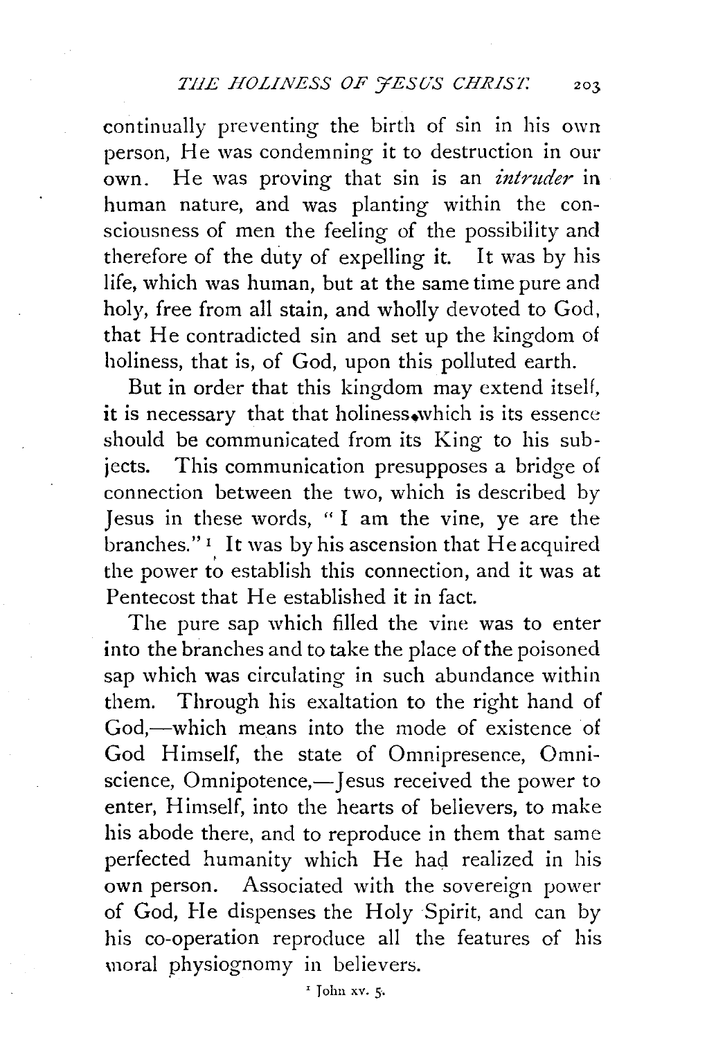continually preventing the birth of sin in his own person, He was condemning it to destruction in our own. He was proving that sin is an *intruder* in human nature, and was planting within the consciousness of men the feeling of the possibility and therefore of the duty of expelling it. It was by his life, which was human, but at the same time pure and holy, free from all stain, and wholly devoted to God, that He contradicted sin and set up the kingdom of holiness, that is, of God, upon this polluted earth.

But in order that this kingdom may extend itself, it is necessary that that holiness which is its essence should be communicated from its King to his subjects. This communication presupposes a bridge of connection between the two, which is described by Jesus in these words, "I am the vine, ye are the branches."[1] It was by his ascension that He acquired the power to establish this connection, and it was at Pentecost that He established it in fact.

The pure sap which filled the vine was to enter into the branches and to take the place of the poisoned sap which was circulating in such abundance within them. Through his exaltation to the right hand of God,—which means into the mode of existence of God Himself, the state of Omnipresence, Omniscience, Omnipotence,—Jesus received the power to enter, Himself, into the hearts of believers, to make his abode there, and to reproduce in them that same perfected humanity which He had realized in his own person. Associated with the sovereign power of God, He dispenses the Holy Spirit, and can by his co-operation reproduce all the features of his moral physiognomy in believers.

[1] John xv. 5.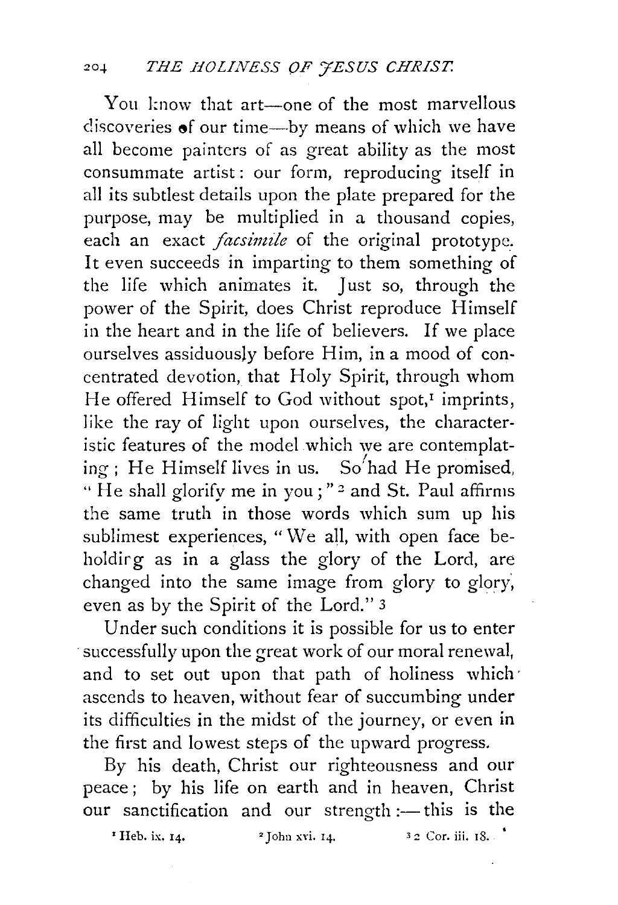You know that art—one of the most marvellous discoveries of our time—by means of which we have all become painters of as great ability as the most consummate artist: our form, reproducing itself in all its subtlest details upon the plate prepared for the purpose, may be multiplied in a thousand copies, each an exact *facsimile* of the original prototype. It even succeeds in imparting to them something of the life which animates it. Just so, through the power of the Spirit, does Christ reproduce Himself in the heart and in the life of believers. If we place ourselves assiduously before Him, in a mood of concentrated devotion, that Holy Spirit, through whom He offered Himself to God without spot,[1] imprints, like the ray of light upon ourselves, the characteristic features of the model which we are contemplating; He Himself lives in us. So had He promised, "He shall glorify me in you;"[2] and St. Paul affirms the same truth in those words which sum up his sublimest experiences, "We all, with open face beholding as in a glass the glory of the Lord, are changed into the same image from glory to glory, even as by the Spirit of the Lord."[3]

Under such conditions it is possible for us to enter successfully upon the great work of our moral renewal, and to set out upon that path of holiness which ascends to heaven, without fear of succumbing under its difficulties in the midst of the journey, or even in the first and lowest steps of the upward progress.

By his death, Christ our righteousness and our peace; by his life on earth and in heaven, Christ our sanctification and our strength:—this is the

[1] Heb. ix. 14. [2] John xvi. 14. [3] 2 Cor. iii. 18.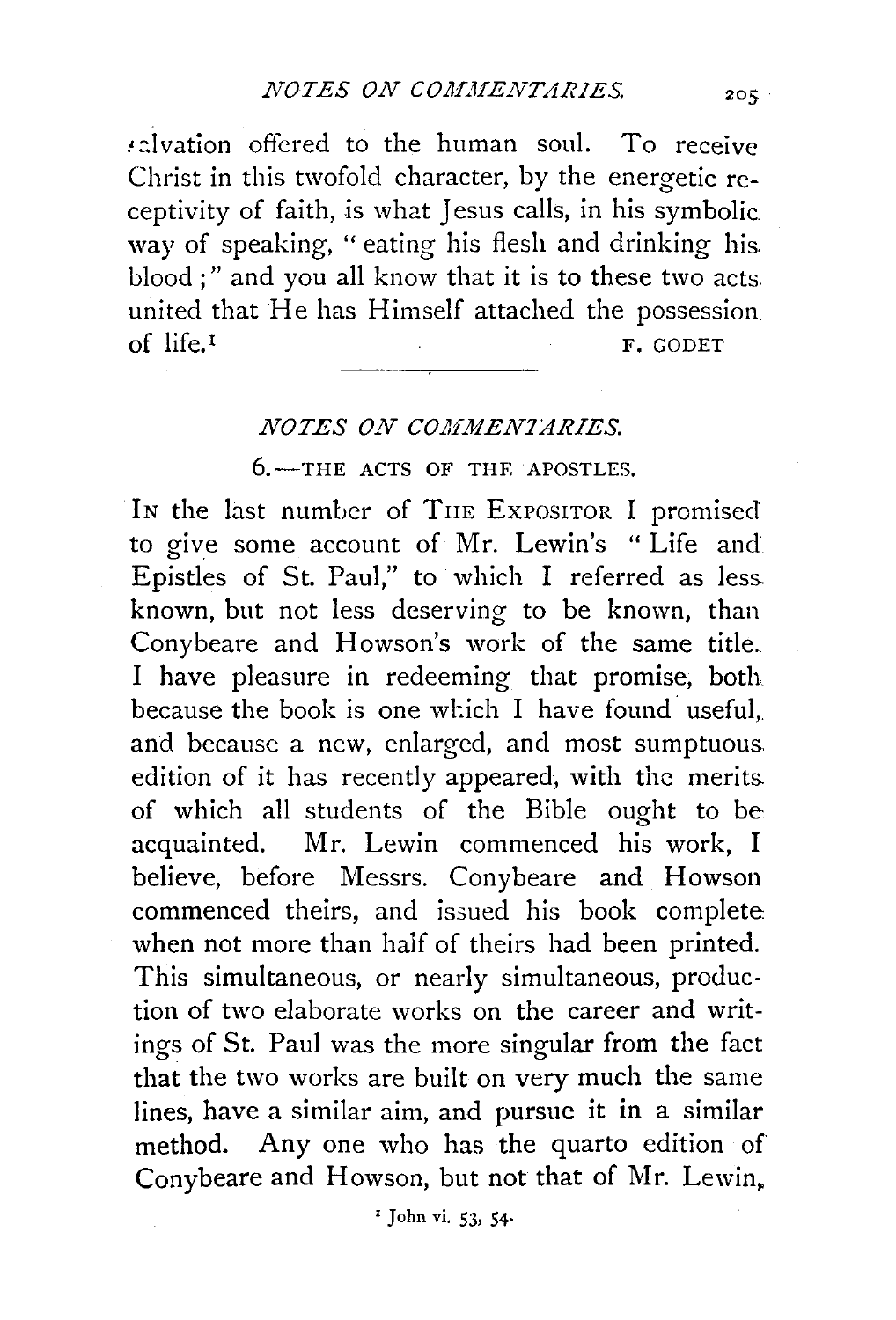salvation offered to the human soul. To receive Christ in this twofold character, by the energetic receptivity of faith, is what Jesus calls, in his symbolic way of speaking, "eating his flesh and drinking his blood;" and you all know that it is to these two acts united that He has Himself attached the possession of life.[1]

F. GODET

---

## *NOTES ON COMMENTARIES.*

### 6.—THE ACTS OF THE APOSTLES.

IN the last number of THE EXPOSITOR I promised to give some account of Mr. Lewin's "Life and Epistles of St. Paul," to which I referred as less known, but not less deserving to be known, than Conybeare and Howson's work of the same title. I have pleasure in redeeming that promise, both because the book is one which I have found useful, and because a new, enlarged, and most sumptuous edition of it has recently appeared, with the merits of which all students of the Bible ought to be acquainted. Mr. Lewin commenced his work, I believe, before Messrs. Conybeare and Howson commenced theirs, and issued his book complete when not more than half of theirs had been printed. This simultaneous, or nearly simultaneous, production of two elaborate works on the career and writings of St. Paul was the more singular from the fact that the two works are built on very much the same lines, have a similar aim, and pursue it in a similar method. Any one who has the quarto edition of Conybeare and Howson, but not that of Mr. Lewin,

[1] John vi. 53, 54.